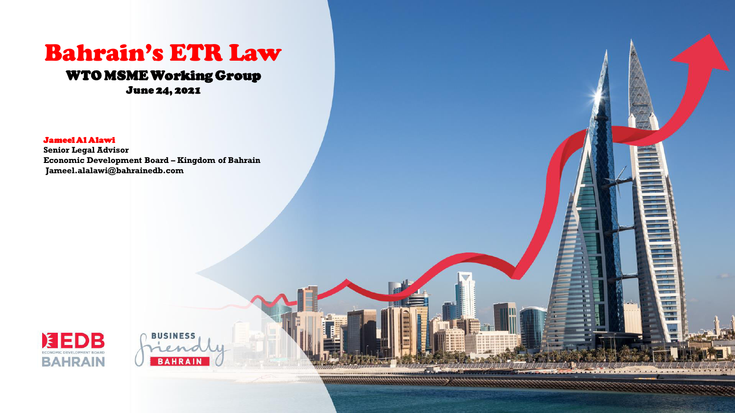# Bahrain's ETR Law

## WTO MSME Working Group

**June 24, 2021**

**Jameel Al Alawi**
**Senior Legal Advisor**
**Economic Development Board – Kingdom of Bahrain**
**Jameel.alalawi@bahrainedb.com**

EDB
ECONOMIC DEVELOPMENT BOARD
BAHRAIN

BUSINESS friendly BAHRAIN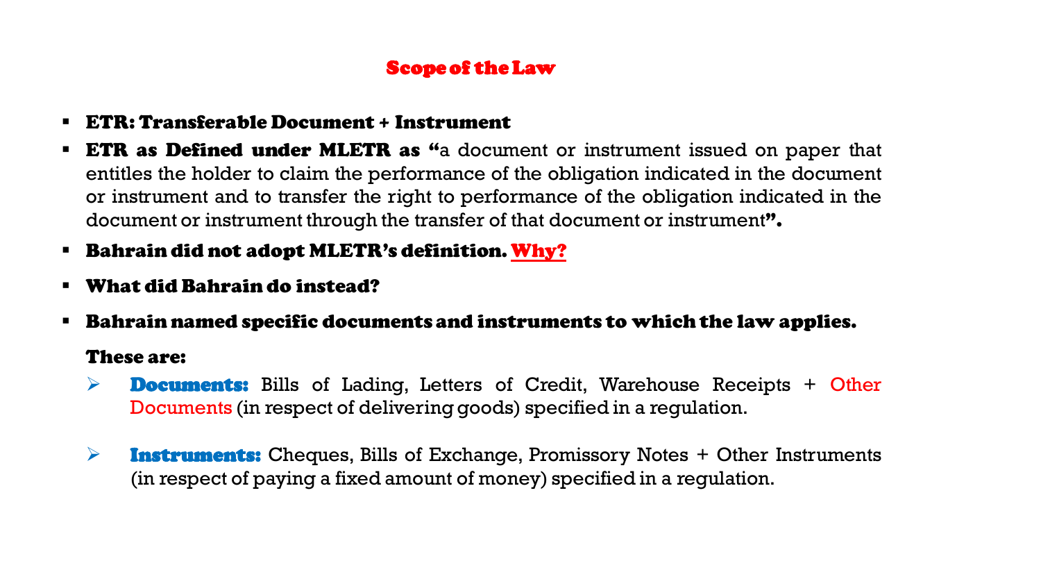## Scope of the Law

- **ETR: Transferable Document + Instrument**
- **ETR as Defined under MLETR as "**a document or instrument issued on paper that entitles the holder to claim the performance of the obligation indicated in the document or instrument and to transfer the right to performance of the obligation indicated in the document or instrument through the transfer of that document or instrument**".**
- **Bahrain did not adopt MLETR's definition. Why?**
- **What did Bahrain do instead?**
- **Bahrain named specific documents and instruments to which the law applies.**

  **These are:**

  - **Documents:** Bills of Lading, Letters of Credit, Warehouse Receipts + Other Documents (in respect of delivering goods) specified in a regulation.
  - **Instruments:** Cheques, Bills of Exchange, Promissory Notes + Other Instruments (in respect of paying a fixed amount of money) specified in a regulation.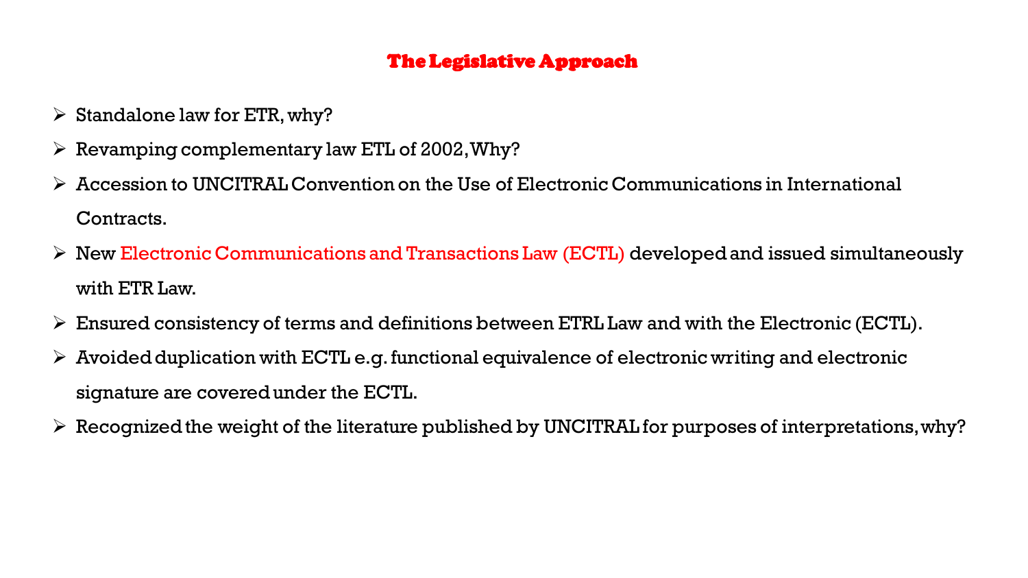## The Legislative Approach

- Standalone law for ETR, why?
- Revamping complementary law ETL of 2002, Why?
- Accession to UNCITRAL Convention on the Use of Electronic Communications in International Contracts.
- New Electronic Communications and Transactions Law (ECTL) developed and issued simultaneously with ETR Law.
- Ensured consistency of terms and definitions between ETRL Law and with the Electronic (ECTL).
- Avoided duplication with ECTL e.g. functional equivalence of electronic writing and electronic signature are covered under the ECTL.
- Recognized the weight of the literature published by UNCITRAL for purposes of interpretations, why?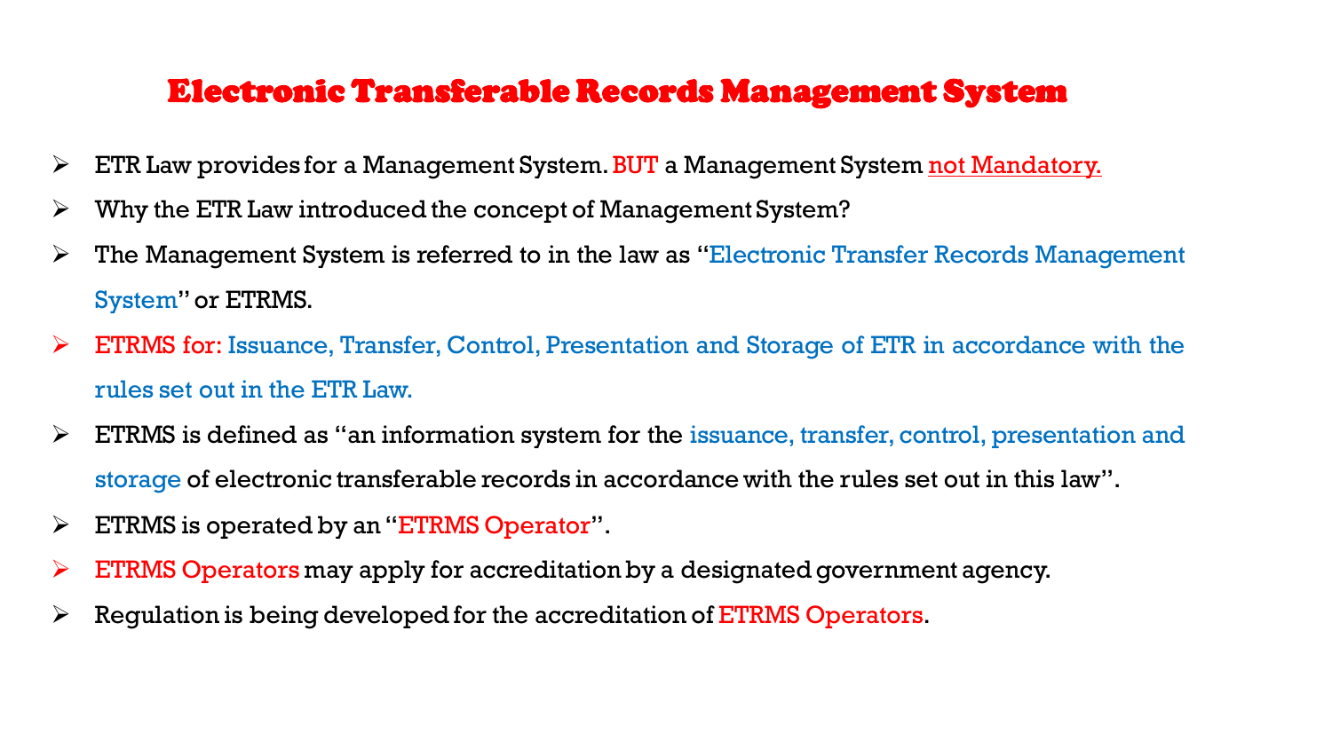# Electronic Transferable Records Management System

- ETR Law provides for a Management System. BUT a Management System not Mandatory.
- Why the ETR Law introduced the concept of Management System?
- The Management System is referred to in the law as "Electronic Transfer Records Management System" or ETRMS.
- ETRMS for: Issuance, Transfer, Control, Presentation and Storage of ETR in accordance with the rules set out in the ETR Law.
- ETRMS is defined as "an information system for the issuance, transfer, control, presentation and storage of electronic transferable records in accordance with the rules set out in this law".
- ETRMS is operated by an "ETRMS Operator".
- ETRMS Operators may apply for accreditation by a designated government agency.
- Regulation is being developed for the accreditation of ETRMS Operators.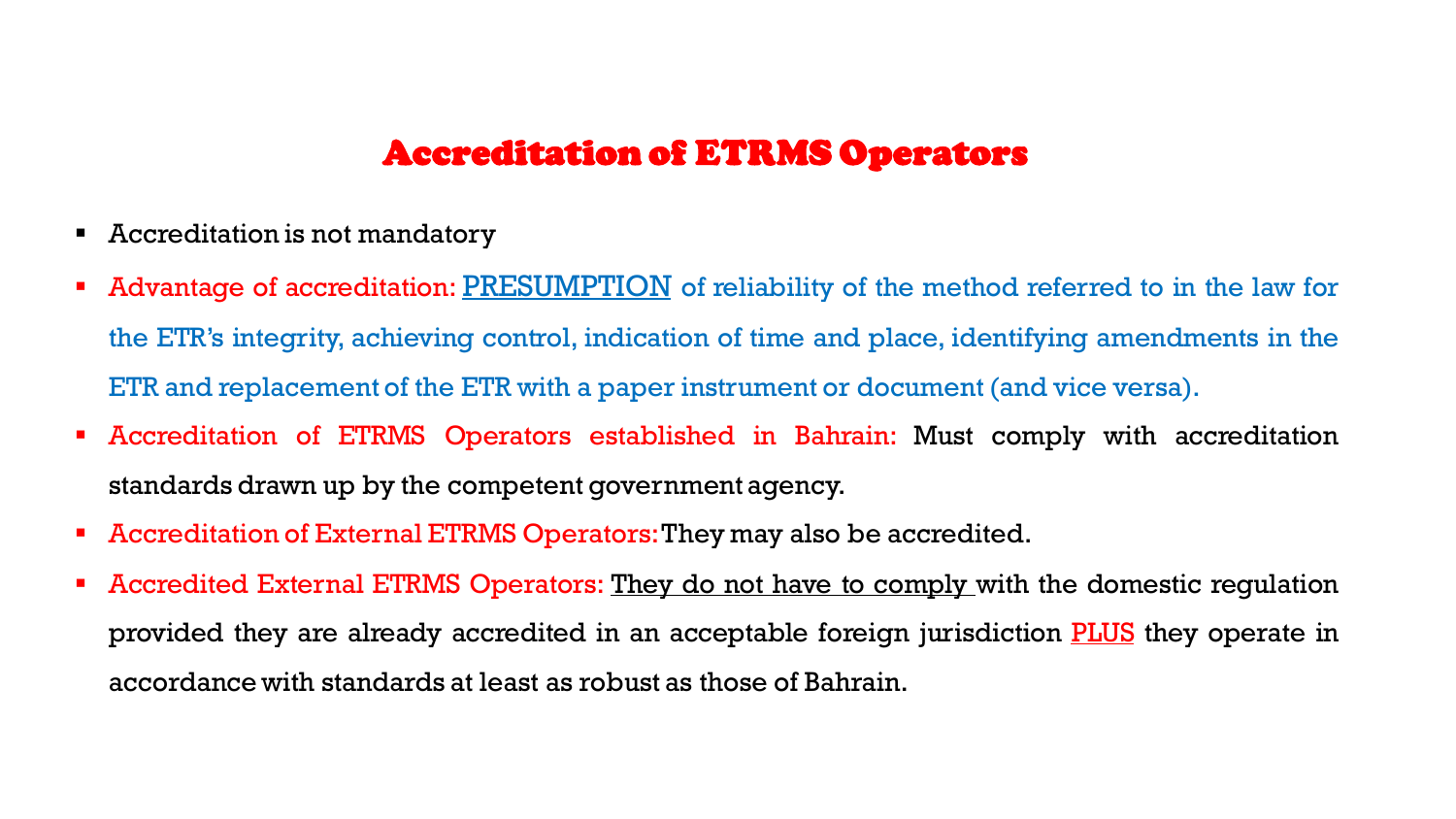# Accreditation of ETRMS Operators

- Accreditation is not mandatory
- Advantage of accreditation: <u>PRESUMPTION</u> of reliability of the method referred to in the law for the ETR's integrity, achieving control, indication of time and place, identifying amendments in the ETR and replacement of the ETR with a paper instrument or document (and vice versa).
- Accreditation of ETRMS Operators established in Bahrain: Must comply with accreditation standards drawn up by the competent government agency.
- Accreditation of External ETRMS Operators: They may also be accredited.
- Accredited External ETRMS Operators: <u>They do not have to comply</u> with the domestic regulation provided they are already accredited in an acceptable foreign jurisdiction <u>PLUS</u> they operate in accordance with standards at least as robust as those of Bahrain.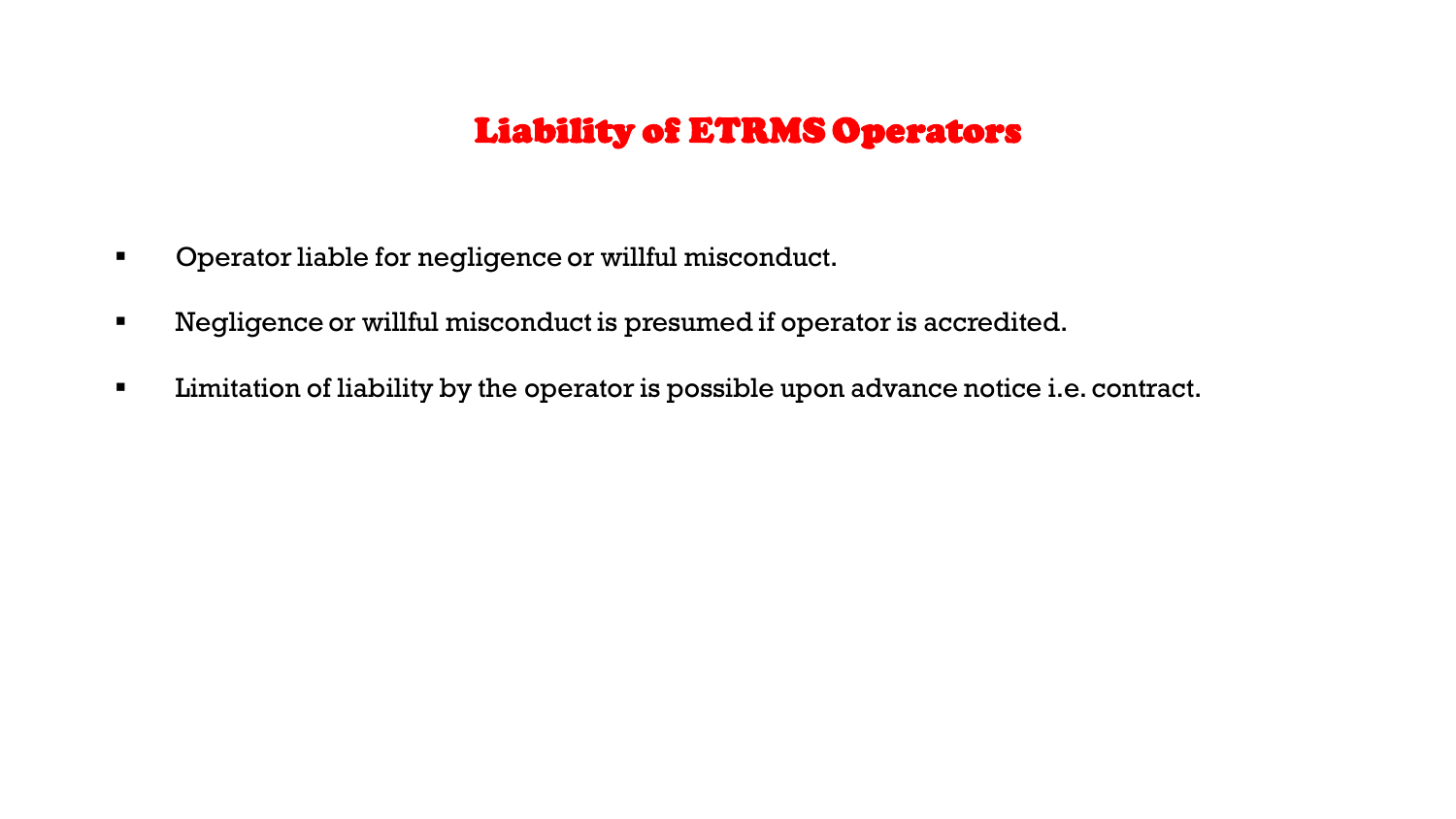# Liability of ETRMS Operators

- Operator liable for negligence or willful misconduct.
- Negligence or willful misconduct is presumed if operator is accredited.
- Limitation of liability by the operator is possible upon advance notice i.e. contract.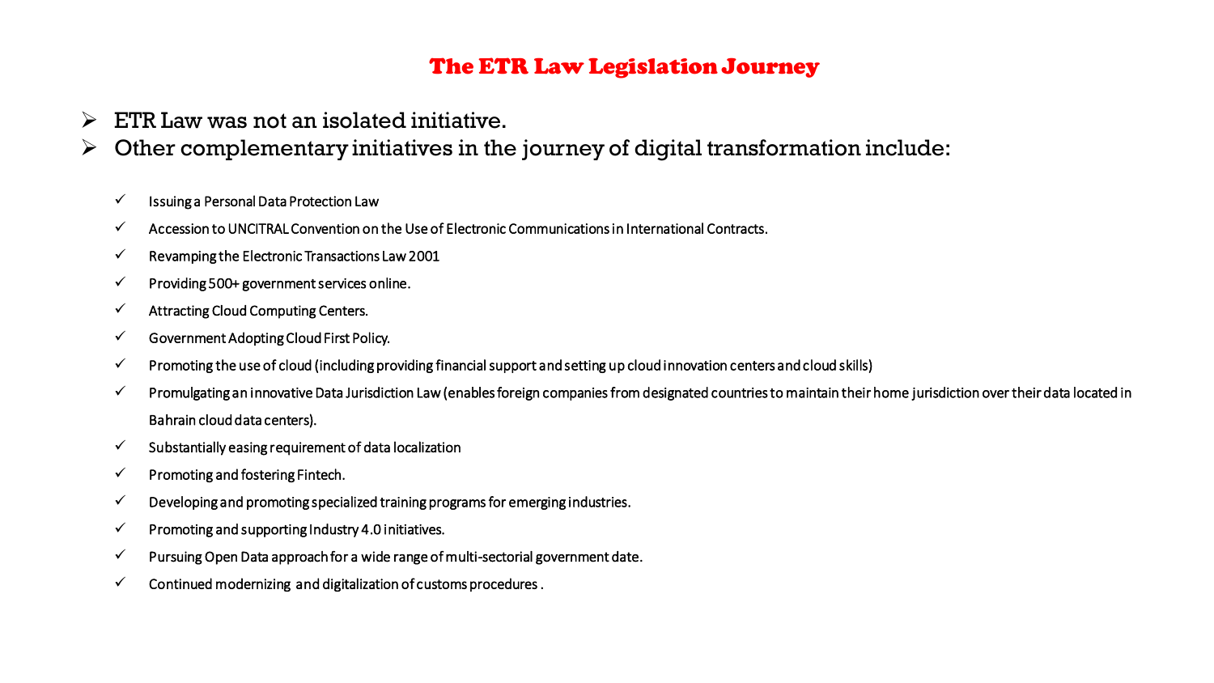# The ETR Law Legislation Journey

- ETR Law was not an isolated initiative.
- Other complementary initiatives in the journey of digital transformation include:
  - ✓ Issuing a Personal Data Protection Law
  - ✓ Accession to UNCITRAL Convention on the Use of Electronic Communications in International Contracts.
  - ✓ Revamping the Electronic Transactions Law 2001
  - ✓ Providing 500+ government services online.
  - ✓ Attracting Cloud Computing Centers.
  - ✓ Government Adopting Cloud First Policy.
  - ✓ Promoting the use of cloud (including providing financial support and setting up cloud innovation centers and cloud skills)
  - ✓ Promulgating an innovative Data Jurisdiction Law (enables foreign companies from designated countries to maintain their home jurisdiction over their data located in Bahrain cloud data centers).
  - ✓ Substantially easing requirement of data localization
  - ✓ Promoting and fostering Fintech.
  - ✓ Developing and promoting specialized training programs for emerging industries.
  - ✓ Promoting and supporting Industry 4.0 initiatives.
  - ✓ Pursuing Open Data approach for a wide range of multi-sectorial government date.
  - ✓ Continued modernizing and digitalization of customs procedures .